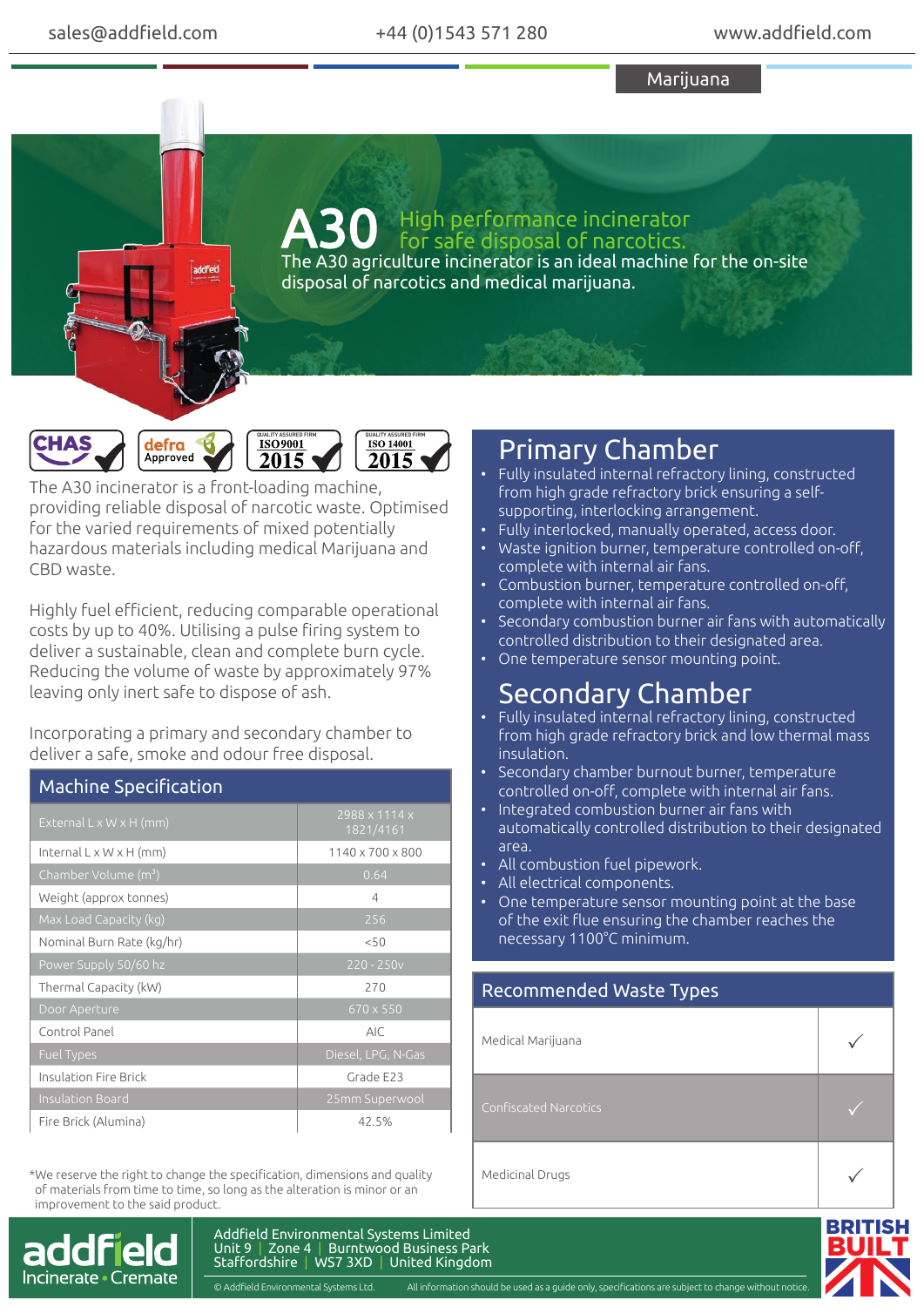Marijuana

# A30 High performance incinerator for safe disposal of narcotics.

The A30 agriculture incinerator is an ideal machine for the on-site disposal of narcotics and medical marijuana.

CHAS | defra Approved | ISO9001 2015 | ISO 14001 2015

The A30 incinerator is a front-loading machine, providing reliable disposal of narcotic waste. Optimised for the varied requirements of mixed potentially hazardous materials including medical Marijuana and CBD waste.

Highly fuel efficient, reducing comparable operational costs by up to 40%. Utilising a pulse firing system to deliver a sustainable, clean and complete burn cycle. Reducing the volume of waste by approximately 97% leaving only inert safe to dispose of ash.

Incorporating a primary and secondary chamber to deliver a safe, smoke and odour free disposal.

## Machine Specification

| Machine Specification | |
|---|---|
| External L x W x H (mm) | 2988 x 1114 x 1821/4161 |
| Internal L x W x H (mm) | 1140 x 700 x 800 |
| Chamber Volume ($m^3$) | 0.64 |
| Weight (approx tonnes) | 4 |
| Max Load Capacity (kg) | 256 |
| Nominal Burn Rate (kg/hr) | <50 |
| Power Supply 50/60 hz | 220 - 250v |
| Thermal Capacity (kW) | 270 |
| Door Aperture | 670 x 550 |
| Control Panel | AIC |
| Fuel Types | Diesel, LPG, N-Gas |
| Insulation Fire Brick | Grade E23 |
| Insulation Board | 25mm Superwool |
| Fire Brick (Alumina) | 42.5% |

*We reserve the right to change the specification, dimensions and quality of materials from time to time, so long as the alteration is minor or an improvement to the said product.

## Primary Chamber

- Fully insulated internal refractory lining, constructed from high grade refractory brick ensuring a self-supporting, interlocking arrangement.
- Fully interlocked, manually operated, access door.
- Waste ignition burner, temperature controlled on-off, complete with internal air fans.
- Combustion burner, temperature controlled on-off, complete with internal air fans.
- Secondary combustion burner air fans with automatically controlled distribution to their designated area.
- One temperature sensor mounting point.

## Secondary Chamber

- Fully insulated internal refractory lining, constructed from high grade refractory brick and low thermal mass insulation.
- Secondary chamber burnout burner, temperature controlled on-off, complete with internal air fans.
- Integrated combustion burner air fans with automatically controlled distribution to their designated area.
- All combustion fuel pipework.
- All electrical components.
- One temperature sensor mounting point at the base of the exit flue ensuring the chamber reaches the necessary 1100°C minimum.

## Recommended Waste Types

| Recommended Waste Types | |
|---|---|
| Medical Marijuana | ✓ |
| Confiscated Narcotics | ✓ |
| Medicinal Drugs | ✓ |

addfield Incinerate • Cremate

Addfield Environmental Systems Limited
Unit 9 | Zone 4 | Burntwood Business Park
Staffordshire | WS7 3XD | United Kingdom

© Addfield Environmental Systems Ltd. All information should be used as a guide only, specifications are subject to change without notice.

BRITISH BUILT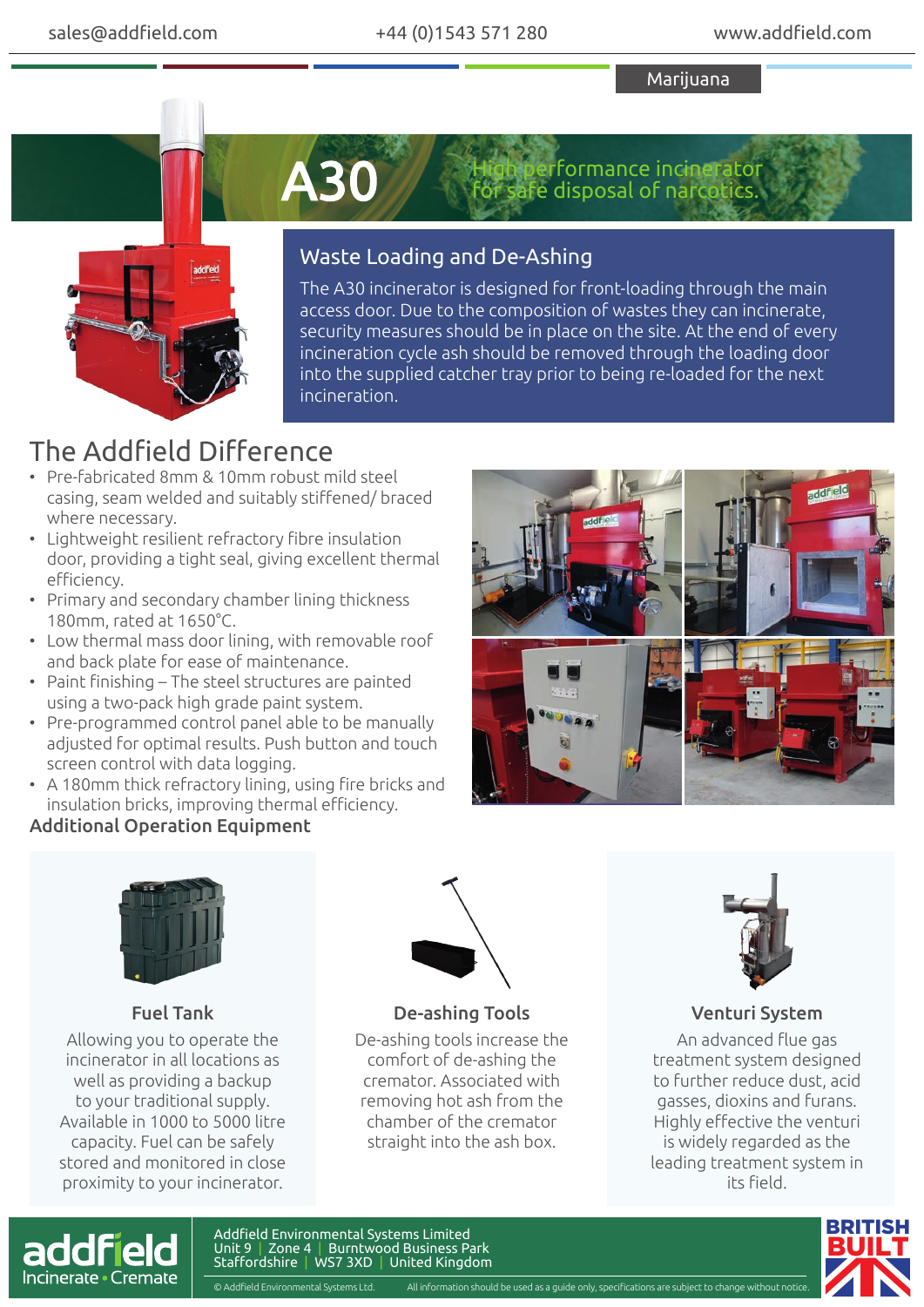Marijuana

# A30

High performance incinerator for safe disposal of narcotics.

## Waste Loading and De-Ashing

The A30 incinerator is designed for front-loading through the main access door. Due to the composition of wastes they can incinerate, security measures should be in place on the site. At the end of every incineration cycle ash should be removed through the loading door into the supplied catcher tray prior to being re-loaded for the next incineration.

## The Addfield Difference

- Pre-fabricated 8mm & 10mm robust mild steel casing, seam welded and suitably stiffened/ braced where necessary.
- Lightweight resilient refractory fibre insulation door, providing a tight seal, giving excellent thermal efficiency.
- Primary and secondary chamber lining thickness 180mm, rated at 1650°C.
- Low thermal mass door lining, with removable roof and back plate for ease of maintenance.
- Paint finishing – The steel structures are painted using a two-pack high grade paint system.
- Pre-programmed control panel able to be manually adjusted for optimal results. Push button and touch screen control with data logging.
- A 180mm thick refractory lining, using fire bricks and insulation bricks, improving thermal efficiency.

**Additional Operation Equipment**

### Fuel Tank

Allowing you to operate the incinerator in all locations as well as providing a backup to your traditional supply. Available in 1000 to 5000 litre capacity. Fuel can be safely stored and monitored in close proximity to your incinerator.

### De-ashing Tools

De-ashing tools increase the comfort of de-ashing the cremator. Associated with removing hot ash from the chamber of the cremator straight into the ash box.

### Venturi System

An advanced flue gas treatment system designed to further reduce dust, acid gasses, dioxins and furans. Highly effective the venturi is widely regarded as the leading treatment system in its field.

Addfield Environmental Systems Limited
Unit 9 | Zone 4 | Burntwood Business Park
Staffordshire | WS7 3XD | United Kingdom

© Addfield Environmental Systems Ltd. All information should be used as a guide only, specifications are subject to change without notice.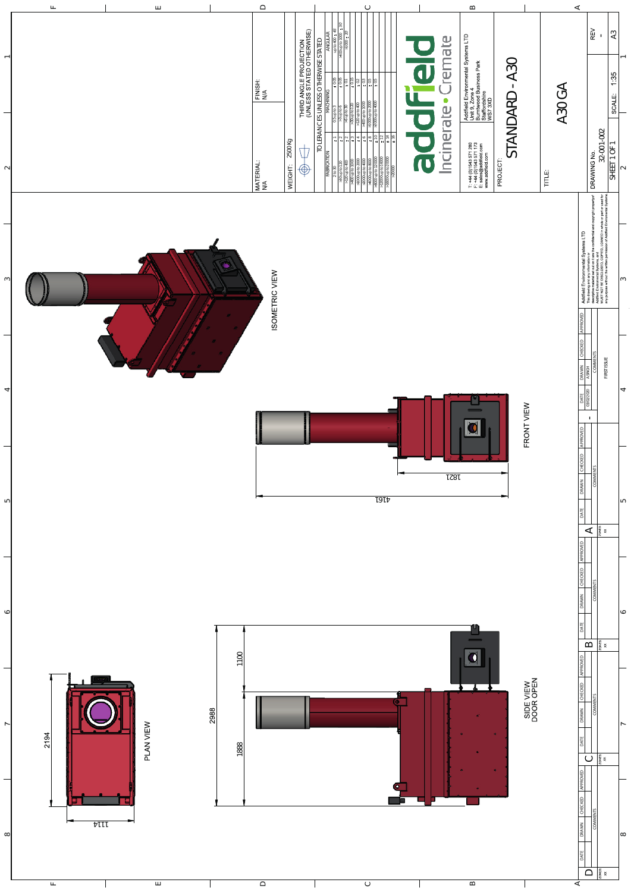ISOMETRIC VIEW

FRONT VIEW

1821

4161

PLAN VIEW

2194

1114

SIDE VIEW
DOOR OPEN

2988

1100

1888

MATERIAL:
N/A

FINISH:
N/A

WEIGHT: 2500 Kg

THIRD ANGLE PROJECTION
(UNLESS STATED OTHERWISE)

TOLERANCES UNLESS OTHERWISE STATED

| FABRICATION | | MACHINING | | ANGULAR |
|---|---|---|---|---|
| 2 to 30 | ± 1 | 0.5 up to 3 | ± 0.05 | up to 400 ± 45' |
| >30 up to 120 | ± 2 | >3 up to 6 | ± 0.05 | >400 up to 1000 ± 30' |
| >120 up to 400 | ± 2 | >6 up to 30 | ± 0.1 | >1000 ± 20' |
| >400 up to 1000 | ± 3 | >30 up to 120 | ± 0.15 | |
| >1000 up to 2000 | ± 4 | >120 up to 400 | ± 0.2 | |
| >2000 up to 4000 | ± 6 | >400 up to 1000 | ± 0.3 | |
| >4000 up to 8000 | ± 8 | >1000 up to 2000 | ± 0.5 | |
| >8000 up to 12000 | ± 10 | >2000 up to 4000 | ± 0.5 | |
| >12000 up to 16000 | ± 12 | | | |
| >16000 up to 20000 | ± 14 | | | |
| >20000 | ± 16 | | | |

addfield
Incinerate • Cremate

T: +44 (0)1543 571 280
F: +44 (0)1543 571 173
E: sales@addfield.com
www.addfield.com

Addfield Environmental Systems LTD
Unit 9, Zone 4
Burntwood Business Park
Staffordshire
WS7 3XD

PROJECT:
STANDARD - A30

TITLE:
A30 GA

DRAWING No.
32-001-002

REV
-

SHEET 1 OF 1

SCALE: 1:35

A3

Addfield Environmental Systems LTD
This drawing and any information or descriptive material set out on it are the confidential and copyright property of Addfield Environmental Systems, and MUST NOT BE DISCLOSED, COPIED, LOANED in whole or part or used for any purpose without the written permission of Addfield Environmental Systems.

| REV | DATE | DRAWN | CHECKED | APPROVED | COMMENTS |
|---|---|---|---|---|---|
| - | 03/03/2020 | A.SINGH | | | FIRST ISSUE |
| A | | | | | ZONES: XX |
| B | | | | | ZONES: XX |
| C | | | | | ZONES: XX |
| D | | | | | ZONES: XX |